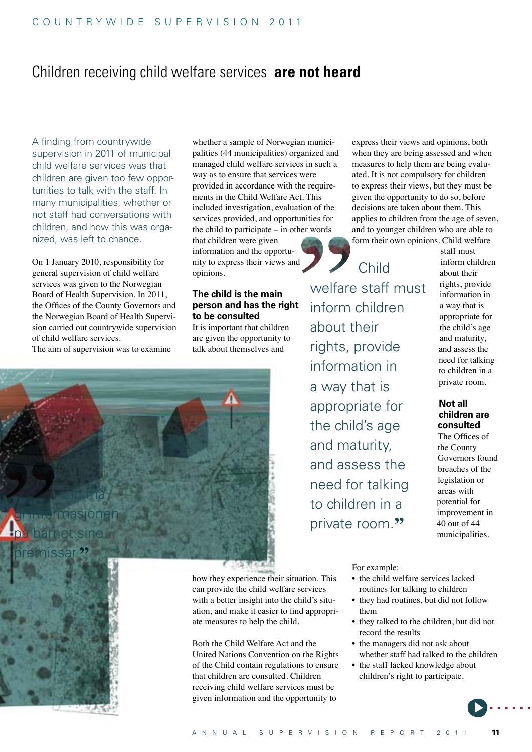# Children receiving child welfare services **are not heard**

A finding from countrywide supervision in 2011 of municipal child welfare services was that children are given too few opportunities to talk with the staff. In many municipalities, whether or not staff had conversations with children, and how this was organized, was left to chance.

On 1 January 2010, responsibility for general supervision of child welfare services was given to the Norwegian Board of Health Supervision. In 2011, the Offices of the County Governors and the Norwegian Board of Health Supervision carried out countrywide supervision of child welfare services.

The aim of supervision was to examine whether a sample of Norwegian municipalities (44 municipalities) organized and managed child welfare services in such a way as to ensure that services were provided in accordance with the requirements in the Child Welfare Act. This included investigation, evaluation of the services provided, and opportunities for the child to participate – in other words that children were given information and the opportunity to express their views and opinions.

### The child is the main person and has the right to be consulted

It is important that children are given the opportunity to talk about themselves and how they experience their situation. This can provide the child welfare services with a better insight into the child's situation, and make it easier to find appropriate measures to help the child.

Both the Child Welfare Act and the United Nations Convention on the Rights of the Child contain regulations to ensure that children are consulted. Children receiving child welfare services must be given information and the opportunity to express their views and opinions, both when they are being assessed and when measures to help them are being evaluated. It is not compulsory for children to express their views, but they must be given the opportunity to do so, before decisions are taken about them. This applies to children from the age of seven, and to younger children who are able to form their own opinions. Child welfare staff must inform children about their rights, provide information in a way that is appropriate for the child's age and maturity, and assess the need for talking to children in a private room.

> "Child welfare staff must inform children about their rights, provide information in a way that is appropriate for the child's age and maturity, and assess the need for talking to children in a private room."

### Not all children are consulted

The Offices of the County Governors found breaches of the legislation or areas with potential for improvement in 40 out of 44 municipalities.

For example:

- the child welfare services lacked routines for talking to children
- they had routines, but did not follow them
- they talked to the children, but did not record the results
- the managers did not ask about whether staff had talked to the children
- the staff lacked knowledge about children's right to participate.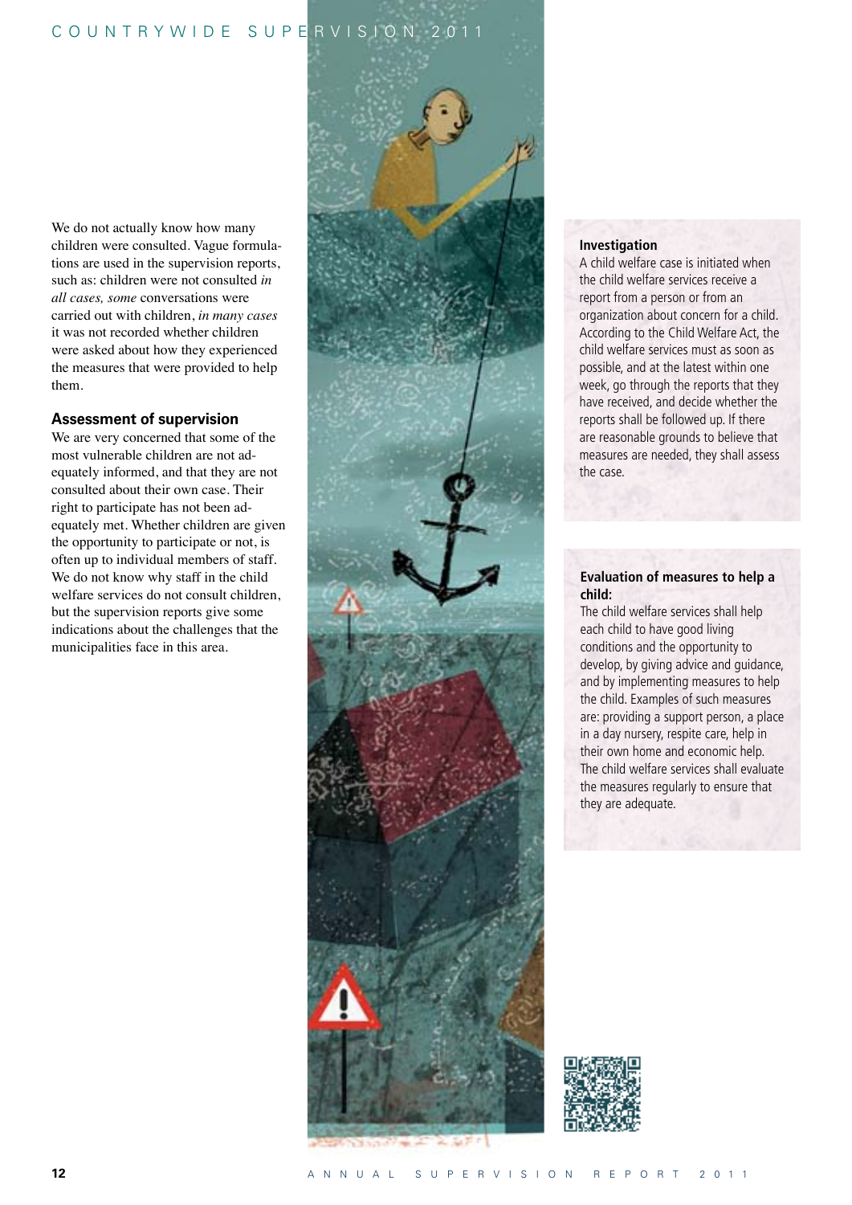We do not actually know how many children were consulted. Vague formulations are used in the supervision reports, such as: children were not consulted *in all cases, some* conversations were carried out with children, *in many cases* it was not recorded whether children were asked about how they experienced the measures that were provided to help them.

### Assessment of supervision

We are very concerned that some of the most vulnerable children are not adequately informed, and that they are not consulted about their own case. Their right to participate has not been adequately met. Whether children are given the opportunity to participate or not, is often up to individual members of staff. We do not know why staff in the child welfare services do not consult children, but the supervision reports give some indications about the challenges that the municipalities face in this area.

**Investigation**

A child welfare case is initiated when the child welfare services receive a report from a person or from an organization about concern for a child. According to the Child Welfare Act, the child welfare services must as soon as possible, and at the latest within one week, go through the reports that they have received, and decide whether the reports shall be followed up. If there are reasonable grounds to believe that measures are needed, they shall assess the case.

**Evaluation of measures to help a child:**

The child welfare services shall help each child to have good living conditions and the opportunity to develop, by giving advice and guidance, and by implementing measures to help the child. Examples of such measures are: providing a support person, a place in a day nursery, respite care, help in their own home and economic help. The child welfare services shall evaluate the measures regularly to ensure that they are adequate.